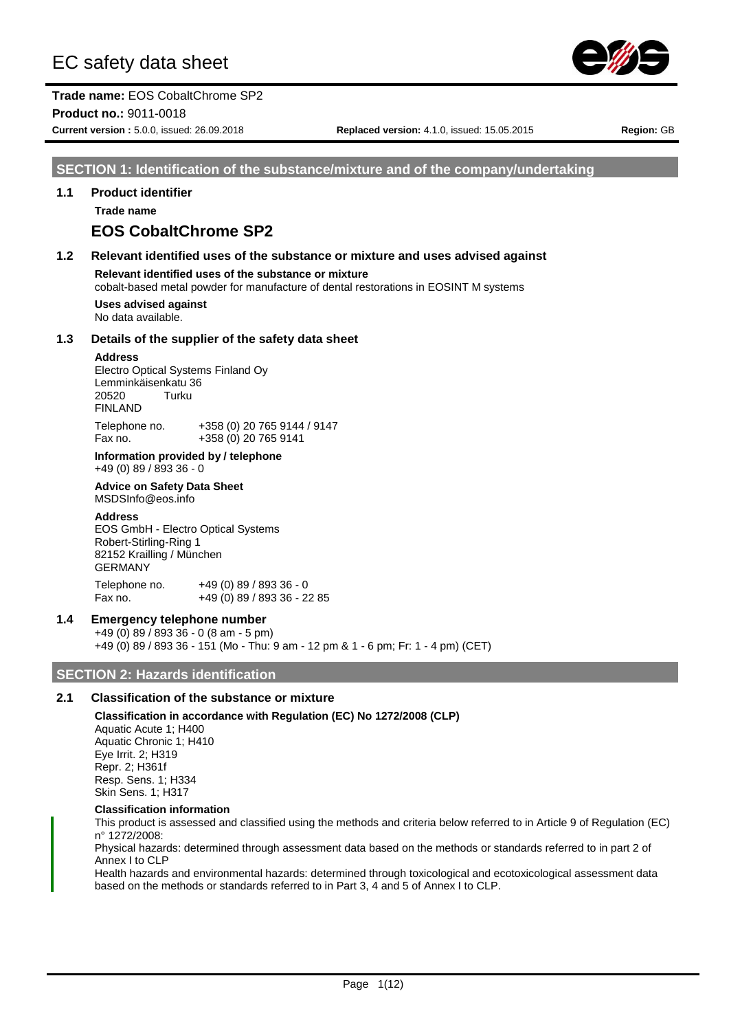# EC safety data sheet

**Trade name:** EOS CobaltChrome SP2

**Product no.:** 9011-0018

**Current version :** 5.0.0, issued: 26.09.2018 **Replaced version:** 4.1.0, issued: 15.05.2015 **Region:** GB

## SECTION 1: Identification of the substance/mixture and of the company/undertaking

### 1.1 Product identifier

**Trade name**

**EOS CobaltChrome SP2**

### 1.2 Relevant identified uses of the substance or mixture and uses advised against

**Relevant identified uses of the substance or mixture**
cobalt-based metal powder for manufacture of dental restorations in EOSINT M systems

**Uses advised against**
No data available.

### 1.3 Details of the supplier of the safety data sheet

**Address**
Electro Optical Systems Finland Oy
Lemminkäisenkatu 36
20520 Turku
FINLAND

Telephone no. +358 (0) 20 765 9144 / 9147
Fax no. +358 (0) 20 765 9141

**Information provided by / telephone**
+49 (0) 89 / 893 36 - 0

**Advice on Safety Data Sheet**
MSDSInfo@eos.info

**Address**
EOS GmbH - Electro Optical Systems
Robert-Stirling-Ring 1
82152 Krailling / München
GERMANY

Telephone no. +49 (0) 89 / 893 36 - 0
Fax no. +49 (0) 89 / 893 36 - 22 85

### 1.4 Emergency telephone number

+49 (0) 89 / 893 36 - 0 (8 am - 5 pm)
+49 (0) 89 / 893 36 - 151 (Mo - Thu: 9 am - 12 pm & 1 - 6 pm; Fr: 1 - 4 pm) (CET)

## SECTION 2: Hazards identification

### 2.1 Classification of the substance or mixture

**Classification in accordance with Regulation (EC) No 1272/2008 (CLP)**
Aquatic Acute 1; H400
Aquatic Chronic 1; H410
Eye Irrit. 2; H319
Repr. 2; H361f
Resp. Sens. 1; H334
Skin Sens. 1; H317

**Classification information**
This product is assessed and classified using the methods and criteria below referred to in Article 9 of Regulation (EC) n° 1272/2008:
Physical hazards: determined through assessment data based on the methods or standards referred to in part 2 of Annex I to CLP
Health hazards and environmental hazards: determined through toxicological and ecotoxicological assessment data based on the methods or standards referred to in Part 3, 4 and 5 of Annex I to CLP.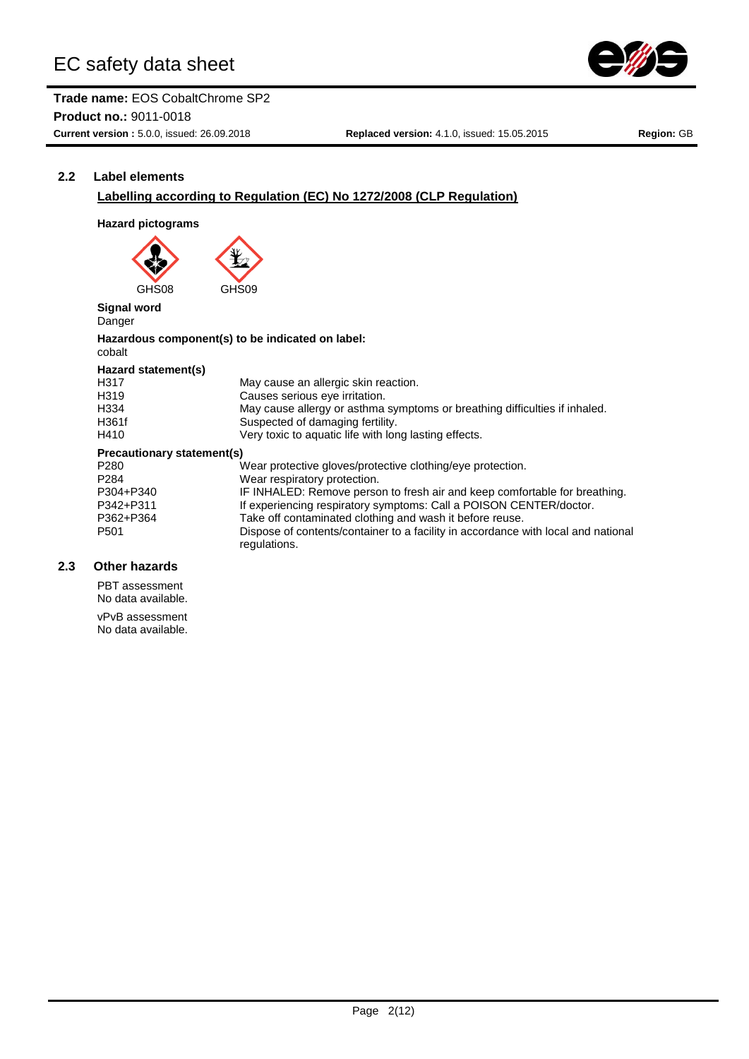## 2.2 Label elements

**Labelling according to Regulation (EC) No 1272/2008 (CLP Regulation)**

**Hazard pictograms**

GHS08 GHS09

**Signal word**
Danger

**Hazardous component(s) to be indicated on label:**
cobalt

**Hazard statement(s)**

| | |
|---|---|
| H317 | May cause an allergic skin reaction. |
| H319 | Causes serious eye irritation. |
| H334 | May cause allergy or asthma symptoms or breathing difficulties if inhaled. |
| H361f | Suspected of damaging fertility. |
| H410 | Very toxic to aquatic life with long lasting effects. |

**Precautionary statement(s)**

| | |
|---|---|
| P280 | Wear protective gloves/protective clothing/eye protection. |
| P284 | Wear respiratory protection. |
| P304+P340 | IF INHALED: Remove person to fresh air and keep comfortable for breathing. |
| P342+P311 | If experiencing respiratory symptoms: Call a POISON CENTER/doctor. |
| P362+P364 | Take off contaminated clothing and wash it before reuse. |
| P501 | Dispose of contents/container to a facility in accordance with local and national regulations. |

## 2.3 Other hazards

PBT assessment
No data available.

vPvB assessment
No data available.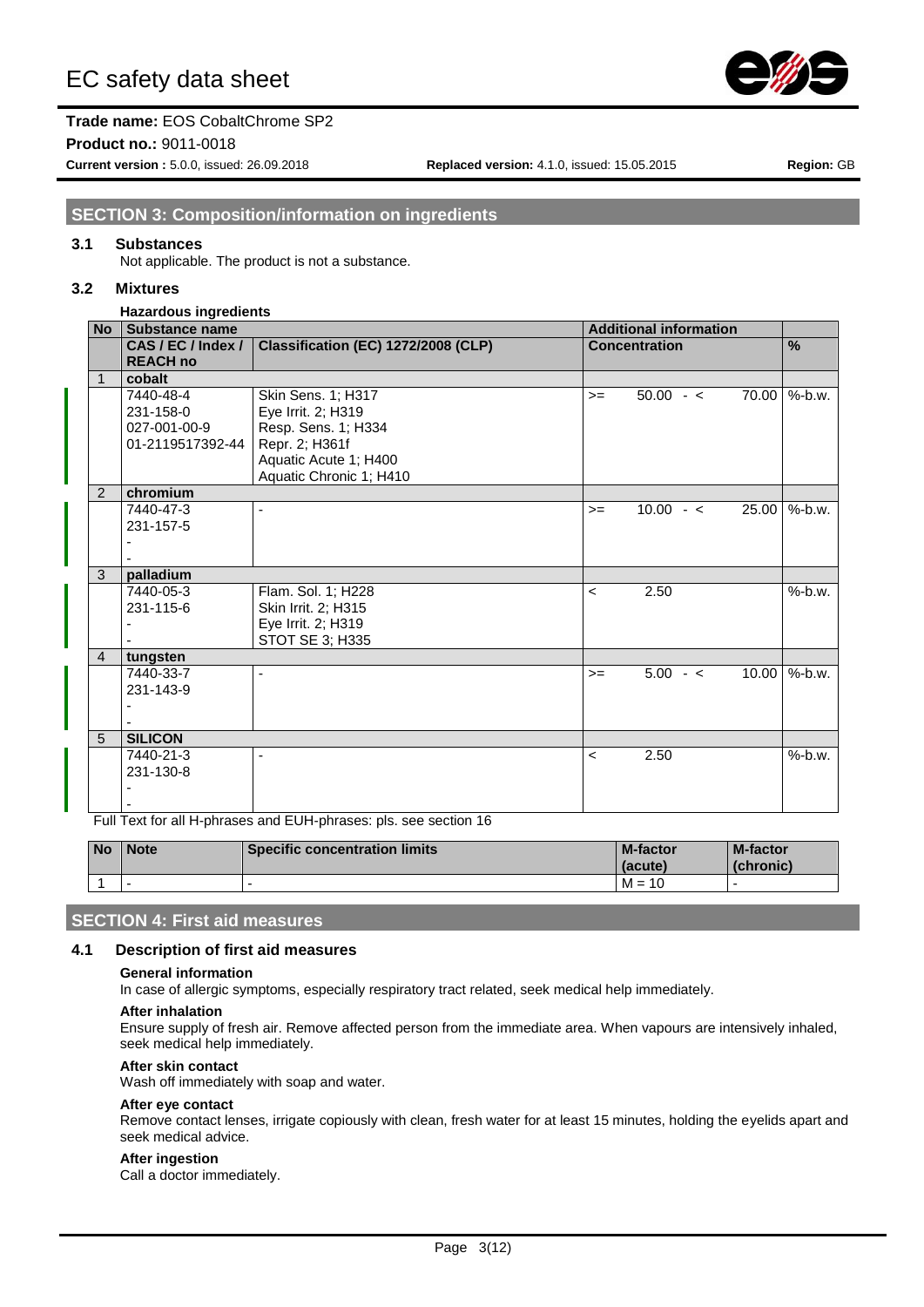## SECTION 3: Composition/information on ingredients

### 3.1 Substances

Not applicable. The product is not a substance.

### 3.2 Mixtures

**Hazardous ingredients**

| No | Substance name | | Additional information | | | | |
|---|---|---|---|---|---|---|---|
| | CAS / EC / Index / REACH no | Classification (EC) 1272/2008 (CLP) | Concentration | | | | % |
| 1 | **cobalt** | | | | | | |
| | 7440-48-4<br>231-158-0<br>027-001-00-9<br>01-2119517392-44 | Skin Sens. 1; H317<br>Eye Irrit. 2; H319<br>Resp. Sens. 1; H334<br>Repr. 2; H361f<br>Aquatic Acute 1; H400<br>Aquatic Chronic 1; H410 | >= | 50.00 | - < | 70.00 | %-b.w. |
| 2 | **chromium** | | | | | | |
| | 7440-47-3<br>231-157-5<br>-<br>- | - | >= | 10.00 | - < | 25.00 | %-b.w. |
| 3 | **palladium** | | | | | | |
| | 7440-05-3<br>231-115-6<br>-<br>- | Flam. Sol. 1; H228<br>Skin Irrit. 2; H315<br>Eye Irrit. 2; H319<br>STOT SE 3; H335 | < | 2.50 | | | %-b.w. |
| 4 | **tungsten** | | | | | | |
| | 7440-33-7<br>231-143-9<br>-<br>- | - | >= | 5.00 | - < | 10.00 | %-b.w. |
| 5 | **SILICON** | | | | | | |
| | 7440-21-3<br>231-130-8<br>-<br>- | - | < | 2.50 | | | %-b.w. |

Full Text for all H-phrases and EUH-phrases: pls. see section 16

| No | Note | Specific concentration limits | M-factor (acute) | M-factor (chronic) |
|---|---|---|---|---|
| 1 | - | - | M = 10 | - |

## SECTION 4: First aid measures

### 4.1 Description of first aid measures

**General information**

In case of allergic symptoms, especially respiratory tract related, seek medical help immediately.

**After inhalation**

Ensure supply of fresh air. Remove affected person from the immediate area. When vapours are intensively inhaled, seek medical help immediately.

**After skin contact**

Wash off immediately with soap and water.

**After eye contact**

Remove contact lenses, irrigate copiously with clean, fresh water for at least 15 minutes, holding the eyelids apart and seek medical advice.

**After ingestion**

Call a doctor immediately.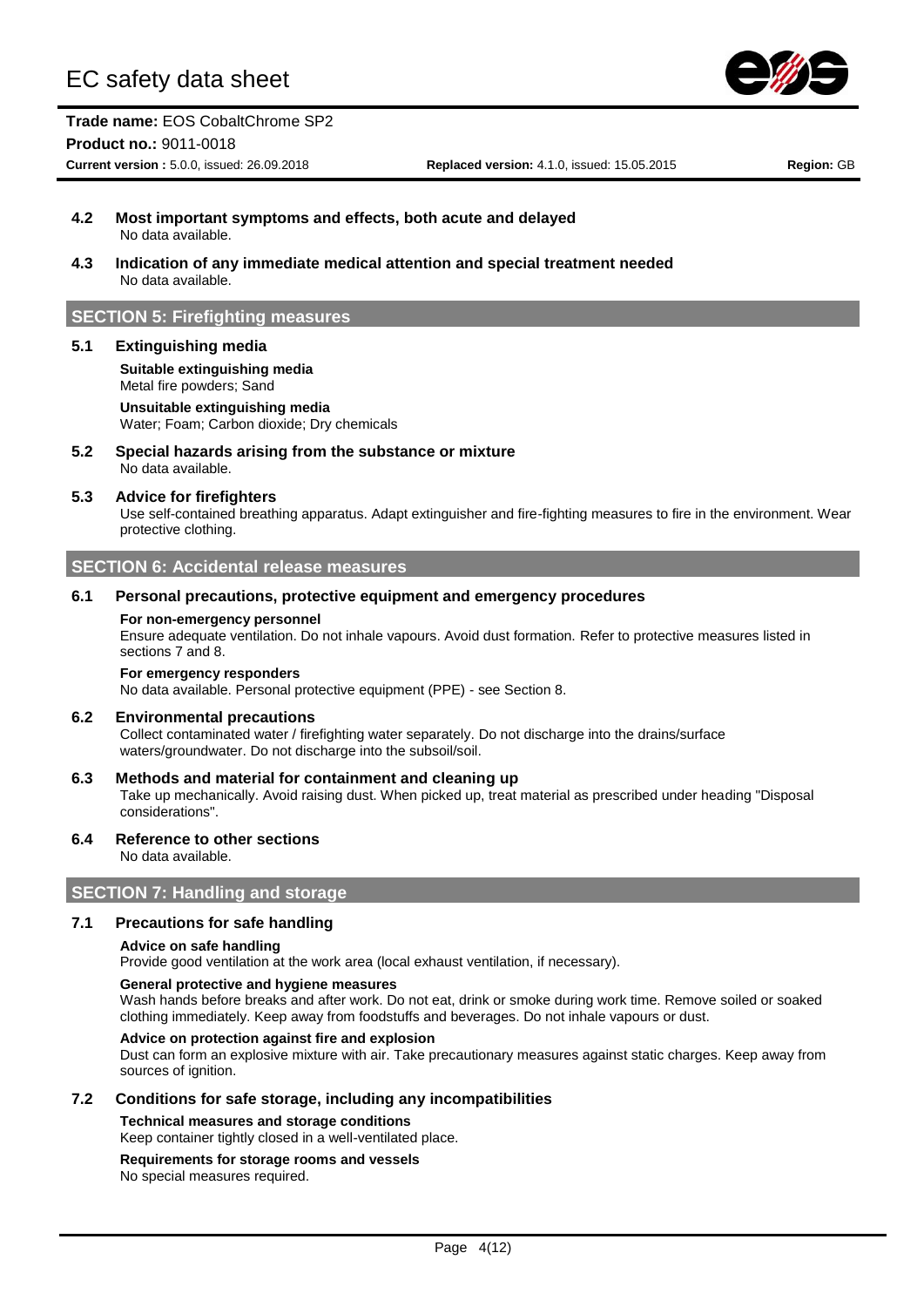**4.2 Most important symptoms and effects, both acute and delayed**

No data available.

**4.3 Indication of any immediate medical attention and special treatment needed**

No data available.

## SECTION 5: Firefighting measures

### 5.1 Extinguishing media

**Suitable extinguishing media**

Metal fire powders; Sand

**Unsuitable extinguishing media**

Water; Foam; Carbon dioxide; Dry chemicals

### 5.2 Special hazards arising from the substance or mixture

No data available.

### 5.3 Advice for firefighters

Use self-contained breathing apparatus. Adapt extinguisher and fire-fighting measures to fire in the environment. Wear protective clothing.

## SECTION 6: Accidental release measures

### 6.1 Personal precautions, protective equipment and emergency procedures

**For non-emergency personnel**

Ensure adequate ventilation. Do not inhale vapours. Avoid dust formation. Refer to protective measures listed in sections 7 and 8.

**For emergency responders**

No data available. Personal protective equipment (PPE) - see Section 8.

### 6.2 Environmental precautions

Collect contaminated water / firefighting water separately. Do not discharge into the drains/surface waters/groundwater. Do not discharge into the subsoil/soil.

### 6.3 Methods and material for containment and cleaning up

Take up mechanically. Avoid raising dust. When picked up, treat material as prescribed under heading "Disposal considerations".

### 6.4 Reference to other sections

No data available.

## SECTION 7: Handling and storage

### 7.1 Precautions for safe handling

**Advice on safe handling**

Provide good ventilation at the work area (local exhaust ventilation, if necessary).

**General protective and hygiene measures**

Wash hands before breaks and after work. Do not eat, drink or smoke during work time. Remove soiled or soaked clothing immediately. Keep away from foodstuffs and beverages. Do not inhale vapours or dust.

**Advice on protection against fire and explosion**

Dust can form an explosive mixture with air. Take precautionary measures against static charges. Keep away from sources of ignition.

### 7.2 Conditions for safe storage, including any incompatibilities

**Technical measures and storage conditions**

Keep container tightly closed in a well-ventilated place.

**Requirements for storage rooms and vessels**

No special measures required.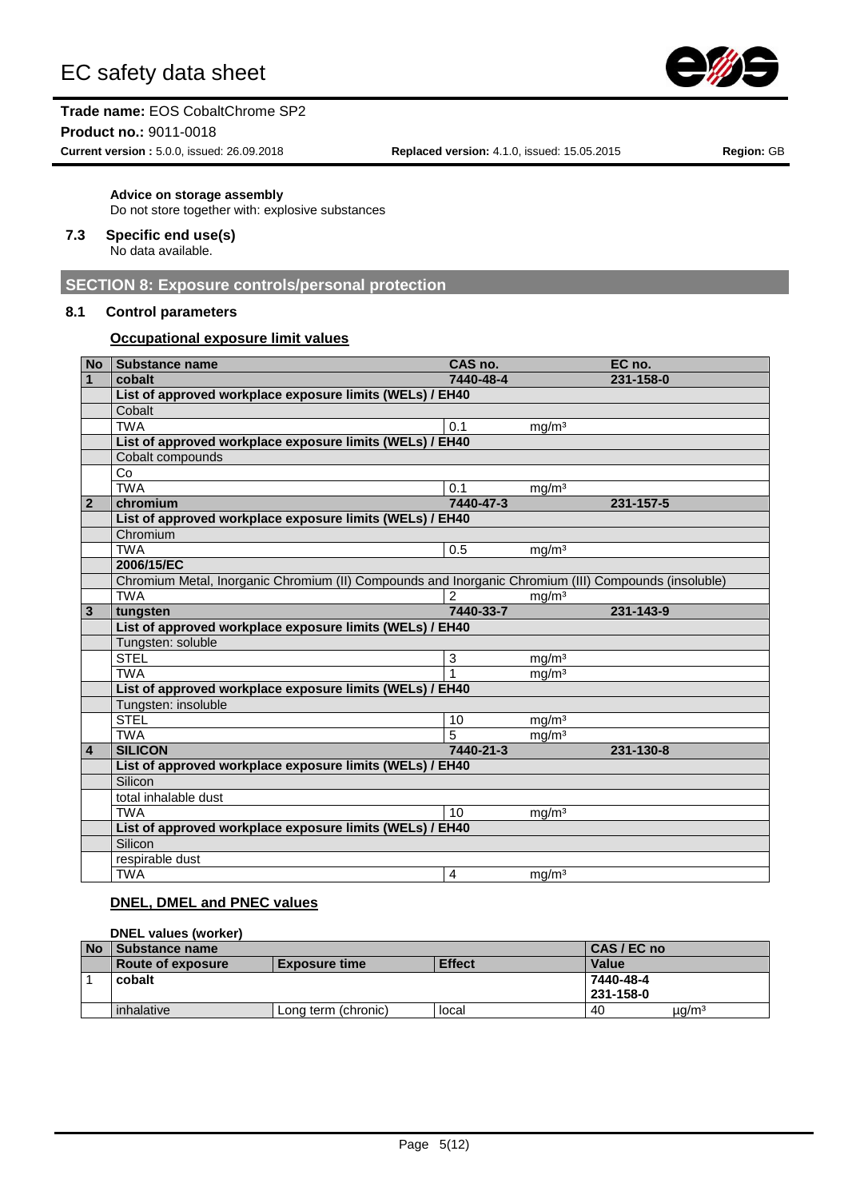**Advice on storage assembly**

Do not store together with: explosive substances

**7.3 Specific end use(s)**

No data available.

## SECTION 8: Exposure controls/personal protection

### 8.1 Control parameters

**Occupational exposure limit values**

| No | Substance name | CAS no. | | EC no. |
|---|---|---|---|---|
| **1** | **cobalt** | **7440-48-4** | | **231-158-0** |
| | **List of approved workplace exposure limits (WELs) / EH40** | | | |
| | Cobalt | | | |
| | TWA | 0.1 | mg/m³ | |
| | **List of approved workplace exposure limits (WELs) / EH40** | | | |
| | Cobalt compounds | | | |
| | Co | | | |
| | TWA | 0.1 | mg/m³ | |
| **2** | **chromium** | **7440-47-3** | | **231-157-5** |
| | **List of approved workplace exposure limits (WELs) / EH40** | | | |
| | Chromium | | | |
| | TWA | 0.5 | mg/m³ | |
| | **2006/15/EC** | | | |
| | Chromium Metal, Inorganic Chromium (II) Compounds and Inorganic Chromium (III) Compounds (insoluble) | | | |
| | TWA | 2 | mg/m³ | |
| **3** | **tungsten** | **7440-33-7** | | **231-143-9** |
| | **List of approved workplace exposure limits (WELs) / EH40** | | | |
| | Tungsten: soluble | | | |
| | STEL | 3 | mg/m³ | |
| | TWA | 1 | mg/m³ | |
| | **List of approved workplace exposure limits (WELs) / EH40** | | | |
| | Tungsten: insoluble | | | |
| | STEL | 10 | mg/m³ | |
| | TWA | 5 | mg/m³ | |
| **4** | **SILICON** | **7440-21-3** | | **231-130-8** |
| | **List of approved workplace exposure limits (WELs) / EH40** | | | |
| | Silicon | | | |
| | total inhalable dust | | | |
| | TWA | 10 | mg/m³ | |
| | **List of approved workplace exposure limits (WELs) / EH40** | | | |
| | Silicon | | | |
| | respirable dust | | | |
| | TWA | 4 | mg/m³ | |

**DNEL, DMEL and PNEC values**

**DNEL values (worker)**

| No | Substance name | | | CAS / EC no | |
|---|---|---|---|---|---|
| | **Route of exposure** | **Exposure time** | **Effect** | **Value** | |
| 1 | **cobalt** | | | **7440-48-4** **231-158-0** | |
| | inhalative | Long term (chronic) | local | 40 | µg/m³ |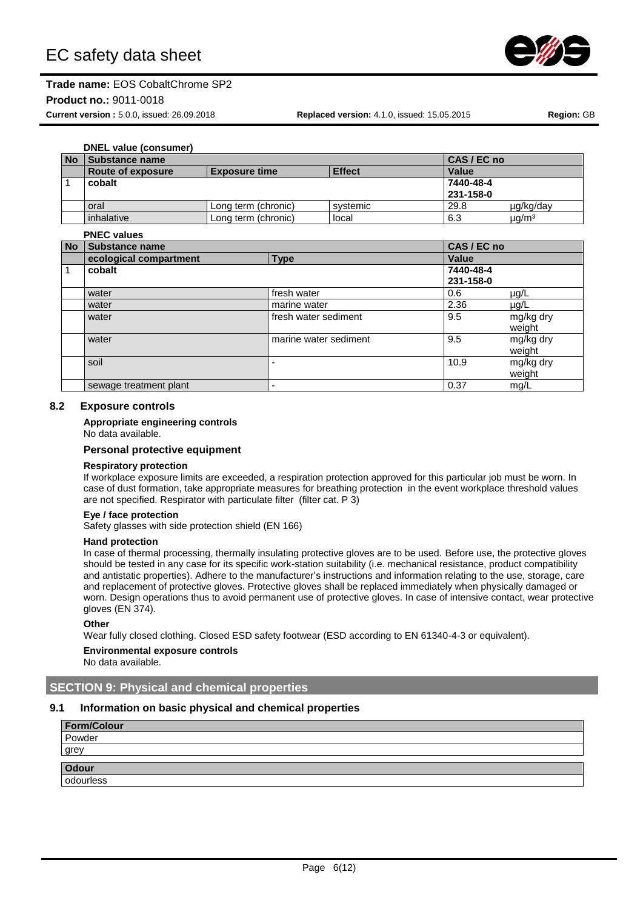**DNEL value (consumer)**

| No | Substance name | | | CAS / EC no | |
|---|---|---|---|---|---|
| | Route of exposure | Exposure time | Effect | Value | |
| 1 | **cobalt** | | | **7440-48-4**<br>**231-158-0** | |
| | oral | Long term (chronic) | systemic | 29.8 | µg/kg/day |
| | inhalative | Long term (chronic) | local | 6.3 | µg/m³ |

**PNEC values**

| No | Substance name | | CAS / EC no | |
|---|---|---|---|---|
| | ecological compartment | Type | Value | |
| 1 | **cobalt** | | **7440-48-4**<br>**231-158-0** | |
| | water | fresh water | 0.6 | µg/L |
| | water | marine water | 2.36 | µg/L |
| | water | fresh water sediment | 9.5 | mg/kg dry weight |
| | water | marine water sediment | 9.5 | mg/kg dry weight |
| | soil | - | 10.9 | mg/kg dry weight |
| | sewage treatment plant | - | 0.37 | mg/L |

### 8.2 Exposure controls

**Appropriate engineering controls**

No data available.

**Personal protective equipment**

**Respiratory protection**

If workplace exposure limits are exceeded, a respiration protection approved for this particular job must be worn. In case of dust formation, take appropriate measures for breathing protection in the event workplace threshold values are not specified. Respirator with particulate filter (filter cat. P 3)

**Eye / face protection**

Safety glasses with side protection shield (EN 166)

**Hand protection**

In case of thermal processing, thermally insulating protective gloves are to be used. Before use, the protective gloves should be tested in any case for its specific work-station suitability (i.e. mechanical resistance, product compatibility and antistatic properties). Adhere to the manufacturer's instructions and information relating to the use, storage, care and replacement of protective gloves. Protective gloves shall be replaced immediately when physically damaged or worn. Design operations thus to avoid permanent use of protective gloves. In case of intensive contact, wear protective gloves (EN 374).

**Other**

Wear fully closed clothing. Closed ESD safety footwear (ESD according to EN 61340-4-3 or equivalent).

**Environmental exposure controls**

No data available.

## SECTION 9: Physical and chemical properties

### 9.1 Information on basic physical and chemical properties

| Form/Colour |
|---|
| Powder |
| grey |

| Odour |
|---|
| odourless |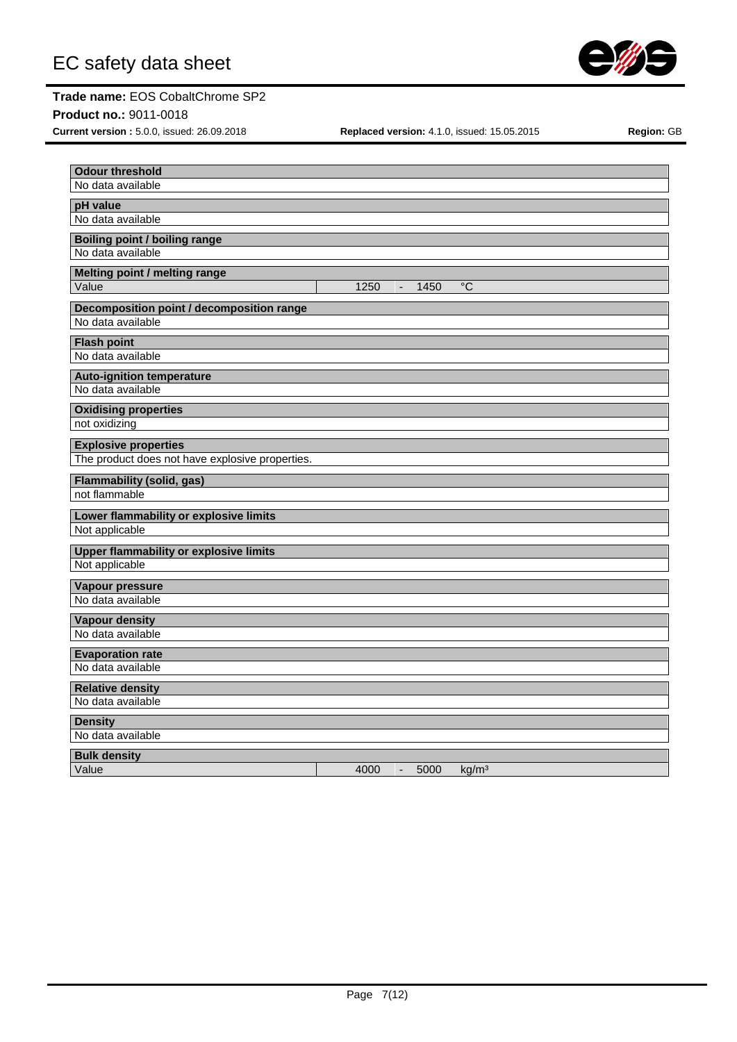**Odour threshold**

No data available

**pH value**

No data available

**Boiling point / boiling range**

No data available

**Melting point / melting range**

| Value | 1250 - 1450 °C |
|---|---|

**Decomposition point / decomposition range**

No data available

**Flash point**

No data available

**Auto-ignition temperature**

No data available

**Oxidising properties**

not oxidizing

**Explosive properties**

The product does not have explosive properties.

**Flammability (solid, gas)**

not flammable

**Lower flammability or explosive limits**

Not applicable

**Upper flammability or explosive limits**

Not applicable

**Vapour pressure**

No data available

**Vapour density**

No data available

**Evaporation rate**

No data available

**Relative density**

No data available

**Density**

No data available

**Bulk density**

| Value | 4000 - 5000 kg/m³ |
|---|---|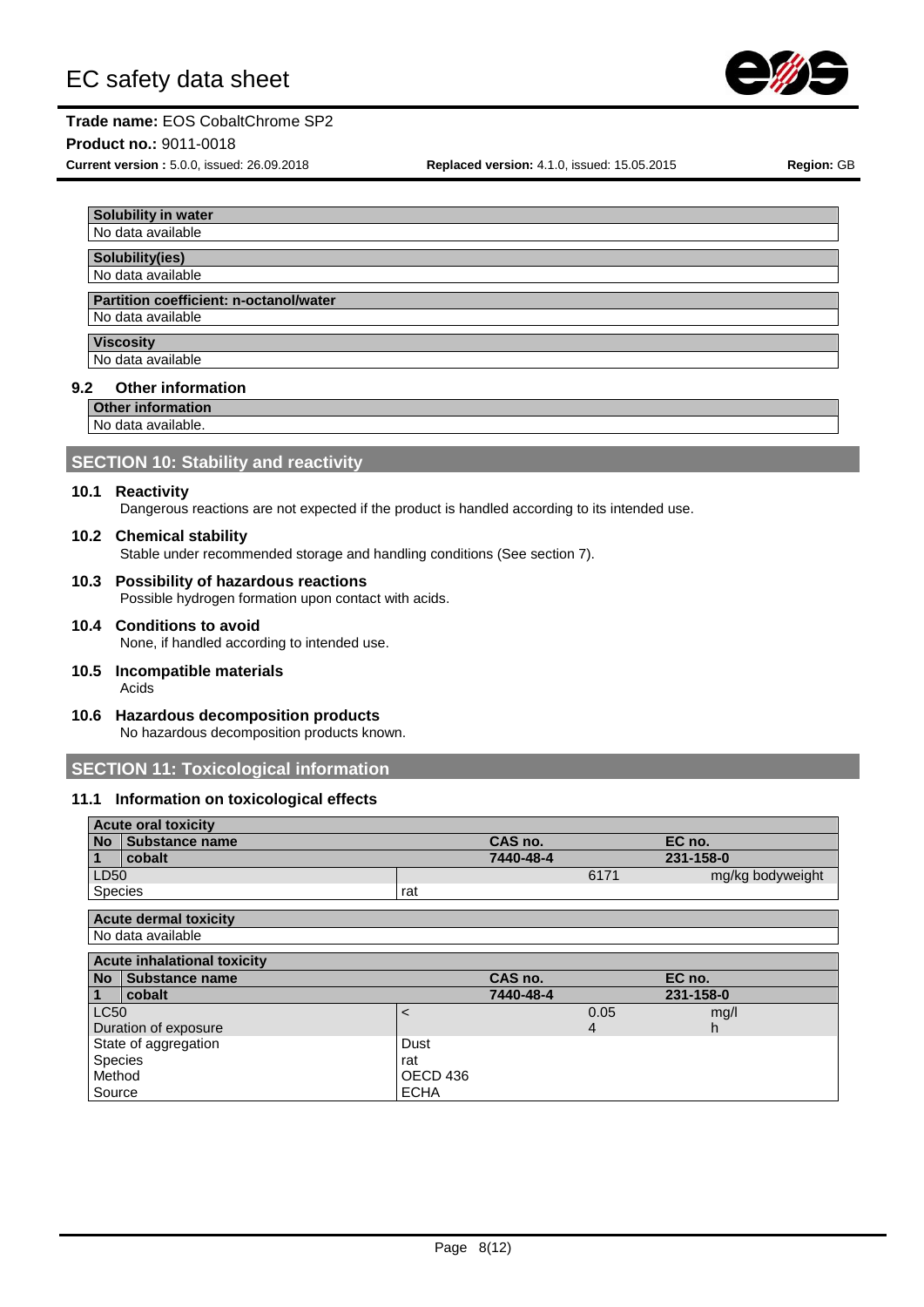| Solubility in water |
| --- |
| No data available |

| Solubility(ies) |
| --- |
| No data available |

| Partition coefficient: n-octanol/water |
| --- |
| No data available |

| Viscosity |
| --- |
| No data available |

### 9.2 Other information

| Other information |
| --- |
| No data available. |

## SECTION 10: Stability and reactivity

### 10.1 Reactivity

Dangerous reactions are not expected if the product is handled according to its intended use.

### 10.2 Chemical stability

Stable under recommended storage and handling conditions (See section 7).

### 10.3 Possibility of hazardous reactions

Possible hydrogen formation upon contact with acids.

### 10.4 Conditions to avoid

None, if handled according to intended use.

### 10.5 Incompatible materials

Acids

### 10.6 Hazardous decomposition products

No hazardous decomposition products known.

## SECTION 11: Toxicological information

### 11.1 Information on toxicological effects

**Acute oral toxicity**

| No | Substance name | | CAS no. | | EC no. |
| --- | --- | --- | --- | --- | --- |
| 1 | cobalt | | 7440-48-4 | | 231-158-0 |
| LD50 | | | | 6171 | mg/kg bodyweight |
| Species | | rat | | | |

| Acute dermal toxicity |
| --- |
| No data available |

**Acute inhalational toxicity**

| No | Substance name | | CAS no. | | EC no. |
| --- | --- | --- | --- | --- | --- |
| 1 | cobalt | | 7440-48-4 | | 231-158-0 |
| LC50 | | < | | 0.05 | mg/l |
| Duration of exposure | | | | 4 | h |
| State of aggregation | | Dust | | | |
| Species | | rat | | | |
| Method | | OECD 436 | | | |
| Source | | ECHA | | | |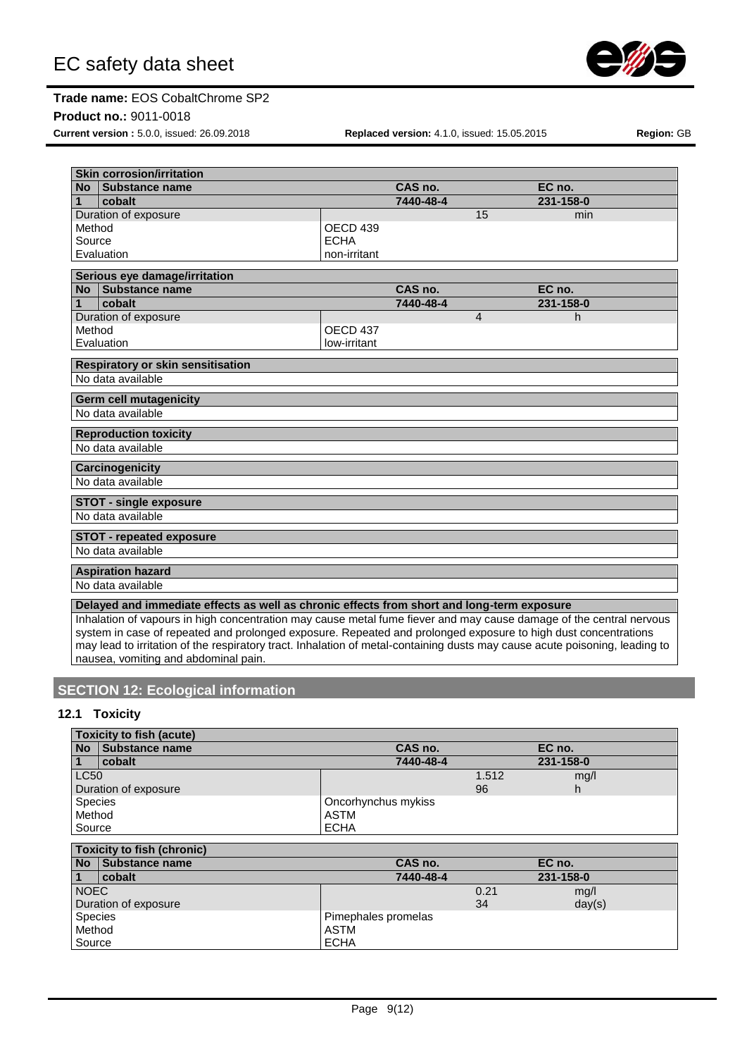**Skin corrosion/irritation**

| No | Substance name | CAS no. | EC no. |
|---|---|---|---|
| 1 | cobalt | 7440-48-4 | 231-158-0 |
| Duration of exposure | | 15 | min |
| Method | OECD 439 | | |
| Source | ECHA | | |
| Evaluation | non-irritant | | |

**Serious eye damage/irritation**

| No | Substance name | CAS no. | EC no. |
|---|---|---|---|
| 1 | cobalt | 7440-48-4 | 231-158-0 |
| Duration of exposure | | 4 | h |
| Method | OECD 437 | | |
| Evaluation | low-irritant | | |

**Respiratory or skin sensitisation**

No data available

**Germ cell mutagenicity**

No data available

**Reproduction toxicity**

No data available

**Carcinogenicity**

No data available

**STOT - single exposure**

No data available

**STOT - repeated exposure**

No data available

**Aspiration hazard**

No data available

**Delayed and immediate effects as well as chronic effects from short and long-term exposure**

Inhalation of vapours in high concentration may cause metal fume fiever and may cause damage of the central nervous system in case of repeated and prolonged exposure. Repeated and prolonged exposure to high dust concentrations may lead to irritation of the respiratory tract. Inhalation of metal-containing dusts may cause acute poisoning, leading to nausea, vomiting and abdominal pain.

## SECTION 12: Ecological information

### 12.1 Toxicity

**Toxicity to fish (acute)**

| No | Substance name | CAS no. | EC no. |
|---|---|---|---|
| 1 | cobalt | 7440-48-4 | 231-158-0 |
| LC50 | | 1.512 | mg/l |
| Duration of exposure | | 96 | h |
| Species | Oncorhynchus mykiss | | |
| Method | ASTM | | |
| Source | ECHA | | |

**Toxicity to fish (chronic)**

| No | Substance name | CAS no. | EC no. |
|---|---|---|---|
| 1 | cobalt | 7440-48-4 | 231-158-0 |
| NOEC | | 0.21 | mg/l |
| Duration of exposure | | 34 | day(s) |
| Species | Pimephales promelas | | |
| Method | ASTM | | |
| Source | ECHA | | |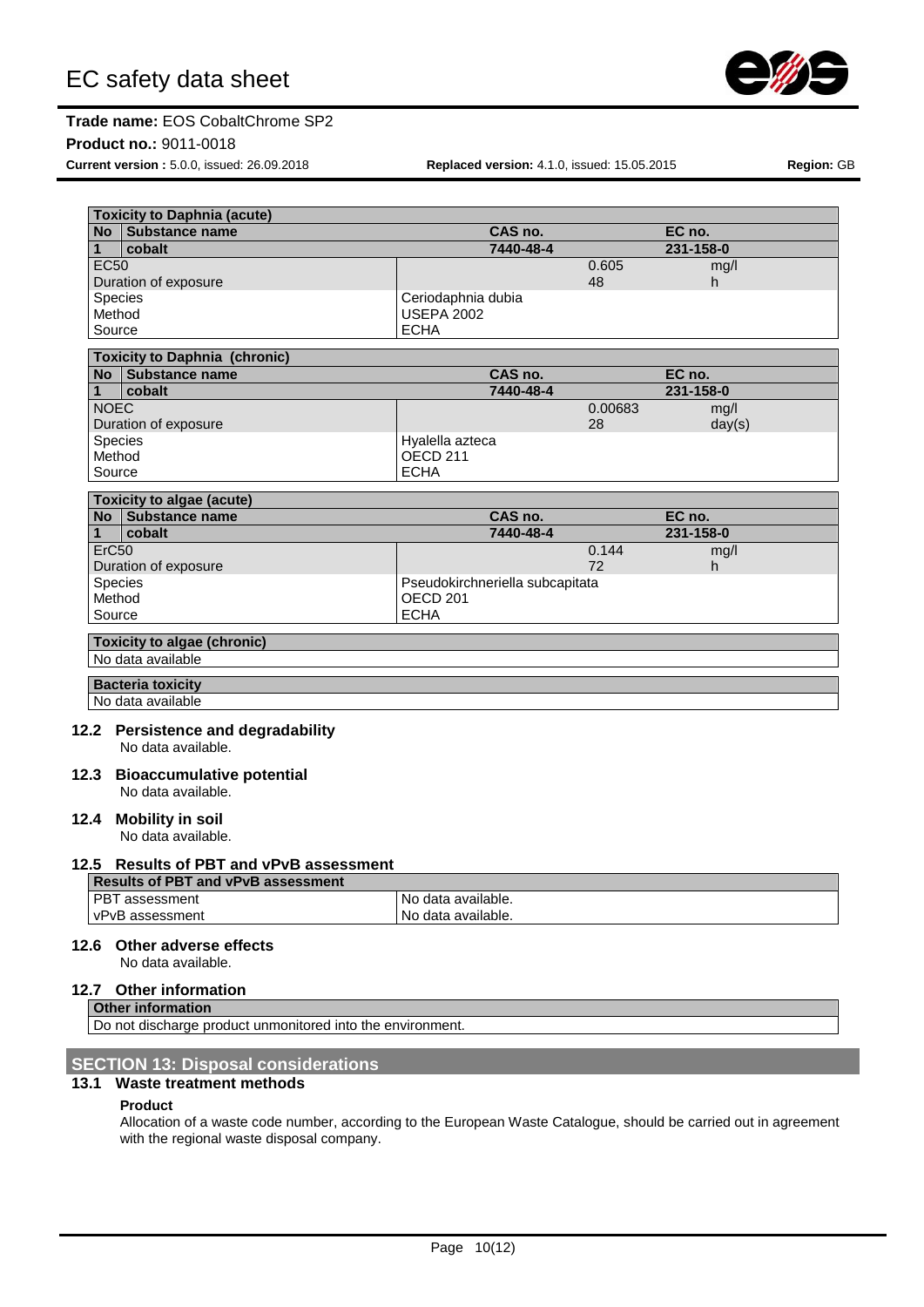| Toxicity to Daphnia (acute) | | | |
|---|---|---|---|
| **No** | **Substance name** | **CAS no.** | **EC no.** |
| 1 | cobalt | 7440-48-4 | 231-158-0 |
| EC50 | | 0.605 | mg/l |
| Duration of exposure | | 48 | h |
| Species | | Ceriodaphnia dubia | |
| Method | | USEPA 2002 | |
| Source | | ECHA | |

| Toxicity to Daphnia (chronic) | | | |
|---|---|---|---|
| **No** | **Substance name** | **CAS no.** | **EC no.** |
| 1 | cobalt | 7440-48-4 | 231-158-0 |
| NOEC | | 0.00683 | mg/l |
| Duration of exposure | | 28 | day(s) |
| Species | | Hyalella azteca | |
| Method | | OECD 211 | |
| Source | | ECHA | |

| Toxicity to algae (acute) | | | |
|---|---|---|---|
| **No** | **Substance name** | **CAS no.** | **EC no.** |
| 1 | cobalt | 7440-48-4 | 231-158-0 |
| ErC50 | | 0.144 | mg/l |
| Duration of exposure | | 72 | h |
| Species | | Pseudokirchneriella subcapitata | |
| Method | | OECD 201 | |
| Source | | ECHA | |

| Toxicity to algae (chronic) |
|---|
| No data available |

| Bacteria toxicity |
|---|
| No data available |

### 12.2 Persistence and degradability

No data available.

### 12.3 Bioaccumulative potential

No data available.

### 12.4 Mobility in soil

No data available.

### 12.5 Results of PBT and vPvB assessment

| Results of PBT and vPvB assessment | |
|---|---|
| PBT assessment | No data available. |
| vPvB assessment | No data available. |

### 12.6 Other adverse effects

No data available.

### 12.7 Other information

| Other information |
|---|
| Do not discharge product unmonitored into the environment. |

## SECTION 13: Disposal considerations

### 13.1 Waste treatment methods

**Product**

Allocation of a waste code number, according to the European Waste Catalogue, should be carried out in agreement with the regional waste disposal company.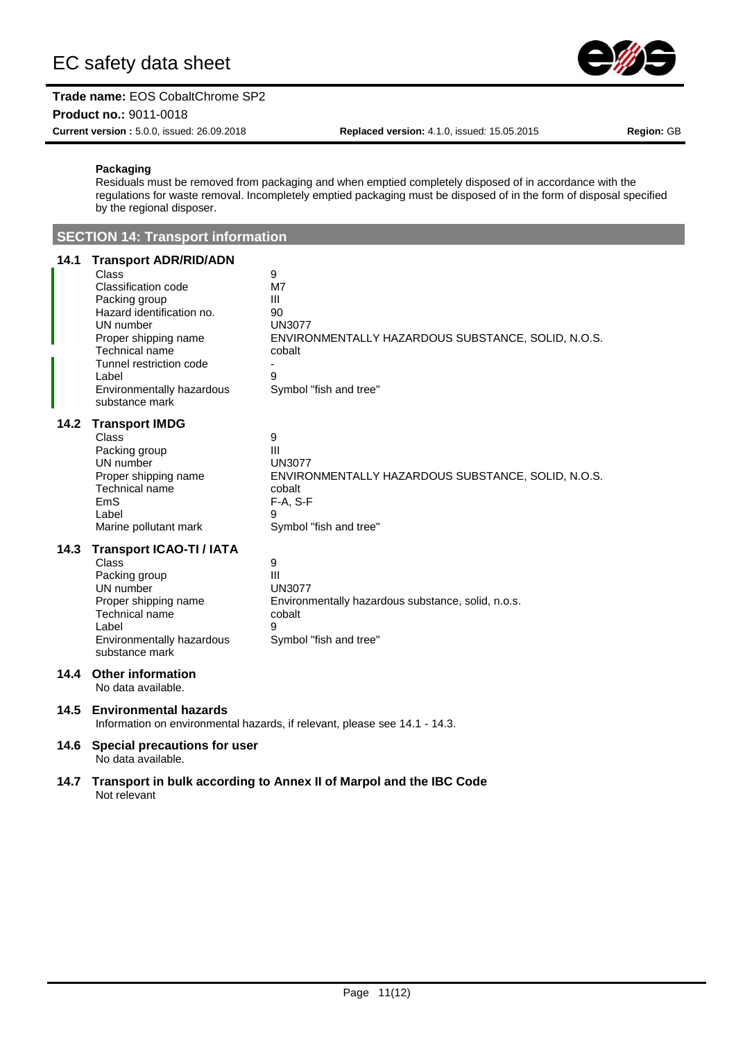**Packaging**

Residuals must be removed from packaging and when emptied completely disposed of in accordance with the regulations for waste removal. Incompletely emptied packaging must be disposed of in the form of disposal specified by the regional disposer.

## SECTION 14: Transport information

### 14.1 Transport ADR/RID/ADN

| | |
|---|---|
| Class | 9 |
| Classification code | M7 |
| Packing group | III |
| Hazard identification no. | 90 |
| UN number | UN3077 |
| Proper shipping name | ENVIRONMENTALLY HAZARDOUS SUBSTANCE, SOLID, N.O.S. |
| Technical name | cobalt |
| Tunnel restriction code | - |
| Label | 9 |
| Environmentally hazardous substance mark | Symbol "fish and tree" |

### 14.2 Transport IMDG

| | |
|---|---|
| Class | 9 |
| Packing group | III |
| UN number | UN3077 |
| Proper shipping name | ENVIRONMENTALLY HAZARDOUS SUBSTANCE, SOLID, N.O.S. |
| Technical name | cobalt |
| EmS | F-A, S-F |
| Label | 9 |
| Marine pollutant mark | Symbol "fish and tree" |

### 14.3 Transport ICAO-TI / IATA

| | |
|---|---|
| Class | 9 |
| Packing group | III |
| UN number | UN3077 |
| Proper shipping name | Environmentally hazardous substance, solid, n.o.s. |
| Technical name | cobalt |
| Label | 9 |
| Environmentally hazardous substance mark | Symbol "fish and tree" |

### 14.4 Other information

No data available.

### 14.5 Environmental hazards

Information on environmental hazards, if relevant, please see 14.1 - 14.3.

### 14.6 Special precautions for user

No data available.

### 14.7 Transport in bulk according to Annex II of Marpol and the IBC Code

Not relevant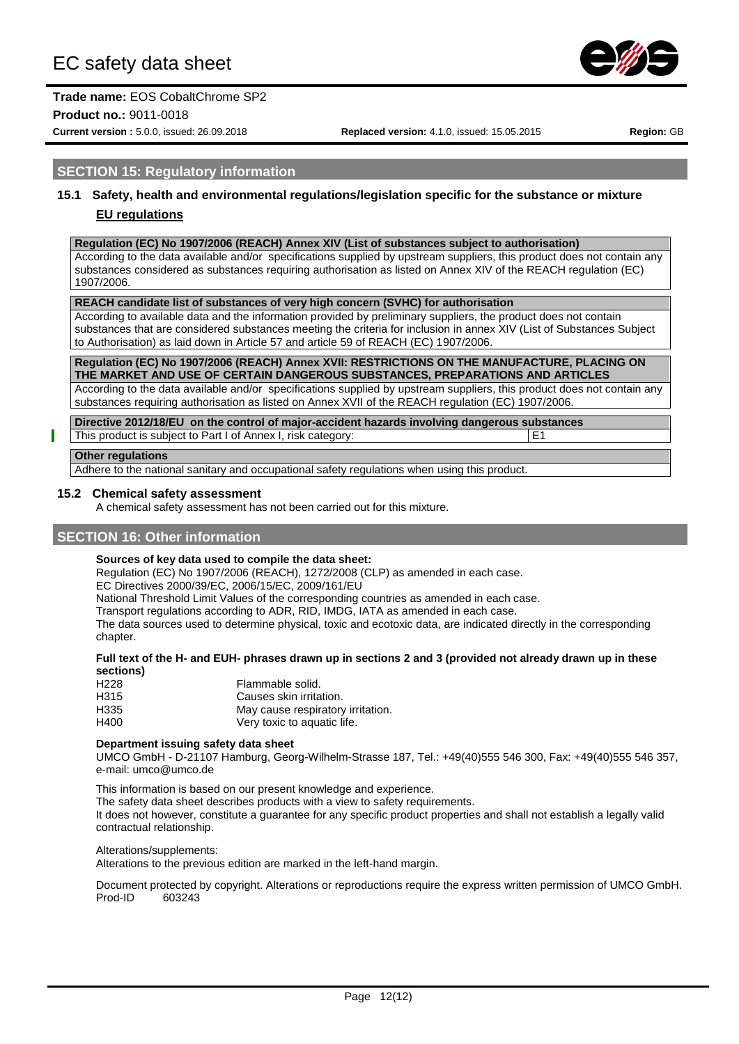## SECTION 15: Regulatory information

### 15.1 Safety, health and environmental regulations/legislation specific for the substance or mixture

**EU regulations**

**Regulation (EC) No 1907/2006 (REACH) Annex XIV (List of substances subject to authorisation)**

According to the data available and/or specifications supplied by upstream suppliers, this product does not contain any substances considered as substances requiring authorisation as listed on Annex XIV of the REACH regulation (EC) 1907/2006.

**REACH candidate list of substances of very high concern (SVHC) for authorisation**

According to available data and the information provided by preliminary suppliers, the product does not contain substances that are considered substances meeting the criteria for inclusion in annex XIV (List of Substances Subject to Authorisation) as laid down in Article 57 and article 59 of REACH (EC) 1907/2006.

**Regulation (EC) No 1907/2006 (REACH) Annex XVII: RESTRICTIONS ON THE MANUFACTURE, PLACING ON THE MARKET AND USE OF CERTAIN DANGEROUS SUBSTANCES, PREPARATIONS AND ARTICLES**

According to the data available and/or specifications supplied by upstream suppliers, this product does not contain any substances requiring authorisation as listed on Annex XVII of the REACH regulation (EC) 1907/2006.

**Directive 2012/18/EU on the control of major-accident hazards involving dangerous substances**

| | |
|---|---|
| This product is subject to Part I of Annex I, risk category: | E1 |

**Other regulations**

Adhere to the national sanitary and occupational safety regulations when using this product.

### 15.2 Chemical safety assessment

A chemical safety assessment has not been carried out for this mixture.

## SECTION 16: Other information

**Sources of key data used to compile the data sheet:**

Regulation (EC) No 1907/2006 (REACH), 1272/2008 (CLP) as amended in each case.
EC Directives 2000/39/EC, 2006/15/EC, 2009/161/EU
National Threshold Limit Values of the corresponding countries as amended in each case.
Transport regulations according to ADR, RID, IMDG, IATA as amended in each case.
The data sources used to determine physical, toxic and ecotoxic data, are indicated directly in the corresponding chapter.

**Full text of the H- and EUH- phrases drawn up in sections 2 and 3 (provided not already drawn up in these sections)**

| | |
|---|---|
| H228 | Flammable solid. |
| H315 | Causes skin irritation. |
| H335 | May cause respiratory irritation. |
| H400 | Very toxic to aquatic life. |

**Department issuing safety data sheet**

UMCO GmbH - D-21107 Hamburg, Georg-Wilhelm-Strasse 187, Tel.: +49(40)555 546 300, Fax: +49(40)555 546 357, e-mail: umco@umco.de

This information is based on our present knowledge and experience.
The safety data sheet describes products with a view to safety requirements.
It does not however, constitute a guarantee for any specific product properties and shall not establish a legally valid contractual relationship.

Alterations/supplements:
Alterations to the previous edition are marked in the left-hand margin.

Document protected by copyright. Alterations or reproductions require the express written permission of UMCO GmbH.
Prod-ID 603243